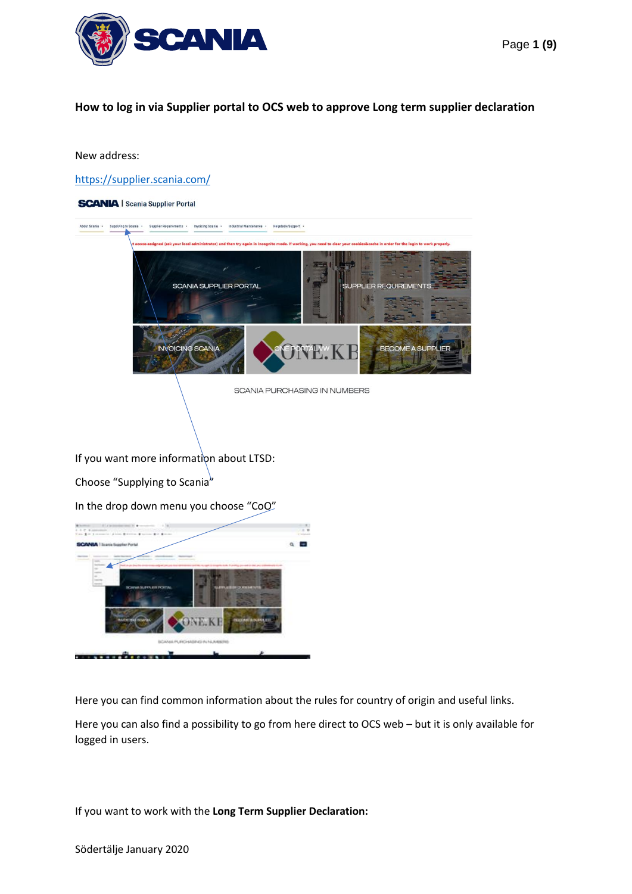**How to log in via Supplier portal to OCS web to approve Long term supplier declaration**

New address:

https://supplier.scania.com/

If you want more information about LTSD:

Choose "Supplying to Scania"

In the drop down menu you choose "CoO"

Here you can find common information about the rules for country of origin and useful links.

Here you can also find a possibility to go from here direct to OCS web – but it is only available for logged in users.

If you want to work with the **Long Term Supplier Declaration:**

Södertälje January 2020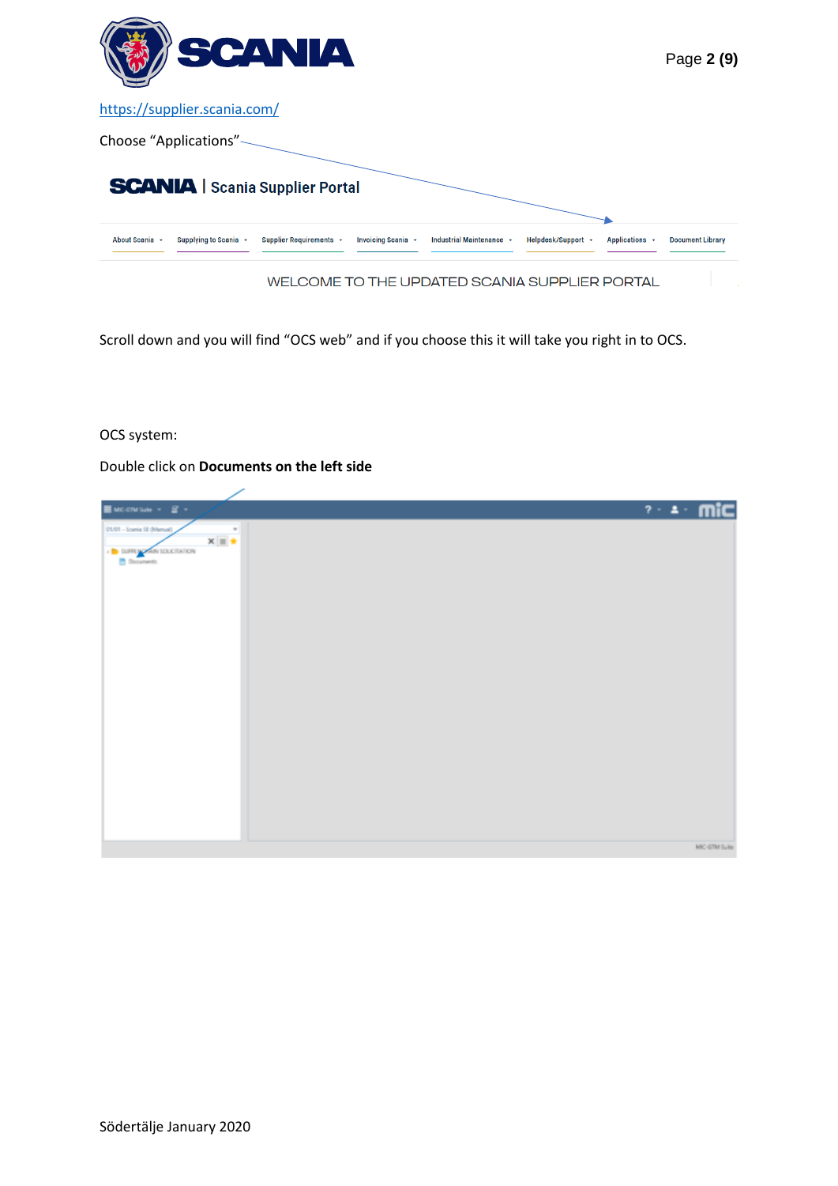https://supplier.scania.com/

Choose "Applications"

Scroll down and you will find "OCS web" and if you choose this it will take you right in to OCS.

OCS system:

Double click on **Documents on the left side**

Södertälje January 2020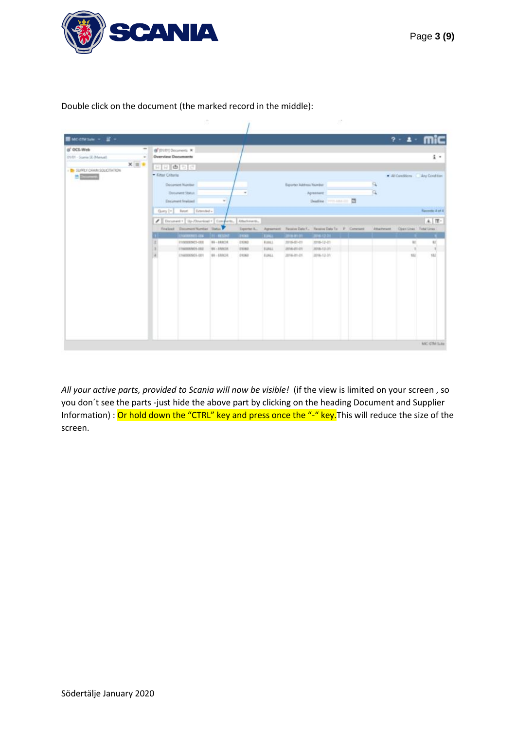Double click on the document (the marked record in the middle):

*All your active parts, provided to Scania will now be visible!* (if the view is limited on your screen , so you don´t see the parts -just hide the above part by clicking on the heading Document and Supplier Information) : Or hold down the "CTRL" key and press once the "-" key.This will reduce the size of the screen.

Södertälje January 2020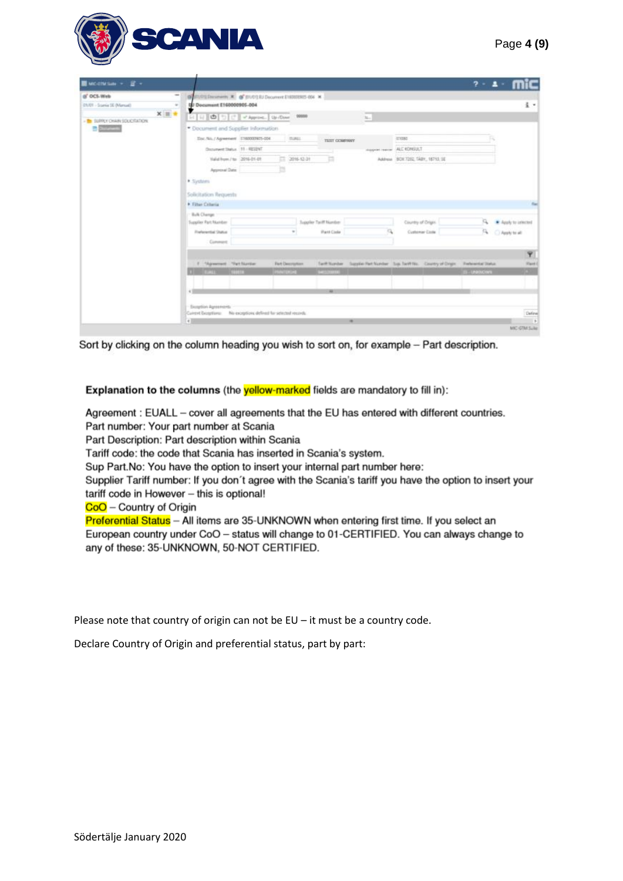Sort by clicking on the column heading you wish to sort on, for example – Part description.

**Explanation to the columns** (the yellow-marked fields are mandatory to fill in):

Agreement : EUALL – cover all agreements that the EU has entered with different countries.
Part number: Your part number at Scania
Part Description: Part description within Scania
Tariff code: the code that Scania has inserted in Scania's system.
Sup Part.No: You have the option to insert your internal part number here:
Supplier Tariff number: If you don´t agree with the Scania's tariff you have the option to insert your tariff code in However – this is optional!
CoO – Country of Origin
Preferential Status – All items are 35-UNKNOWN when entering first time. If you select an European country under CoO – status will change to 01-CERTIFIED. You can always change to any of these: 35-UNKNOWN, 50-NOT CERTIFIED.

Please note that country of origin can not be EU – it must be a country code.

Declare Country of Origin and preferential status, part by part:

Södertälje January 2020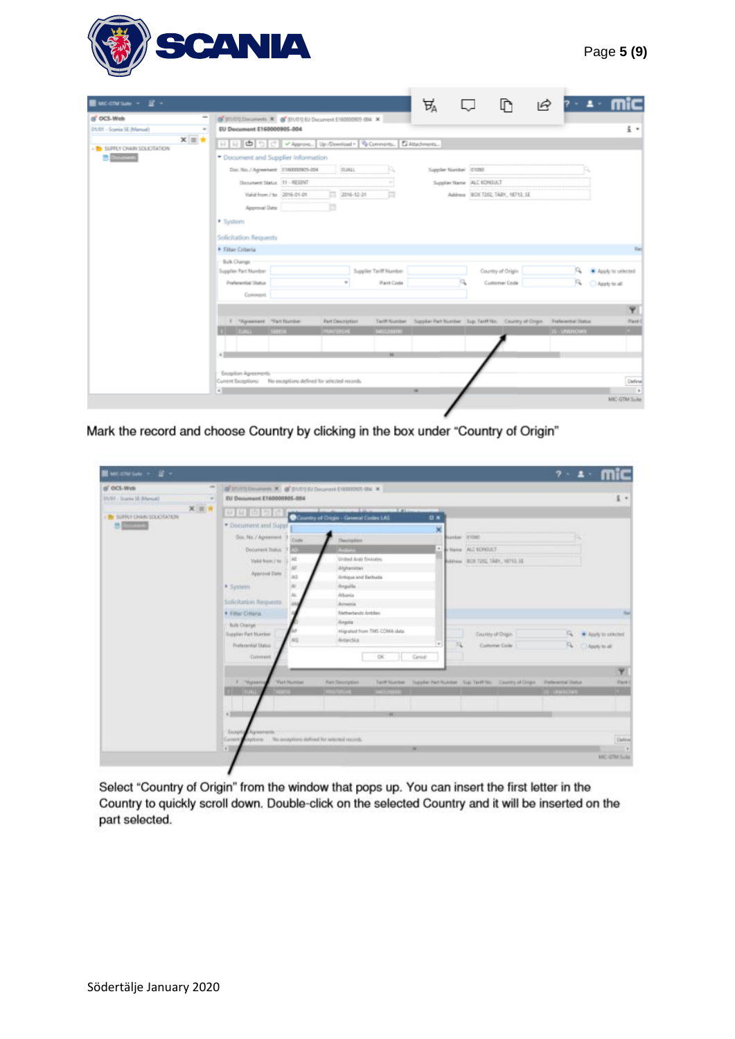Mark the record and choose Country by clicking in the box under “Country of Origin”

Select “Country of Origin” from the window that pops up. You can insert the first letter in the Country to quickly scroll down. Double-click on the selected Country and it will be inserted on the part selected.

Södertälje January 2020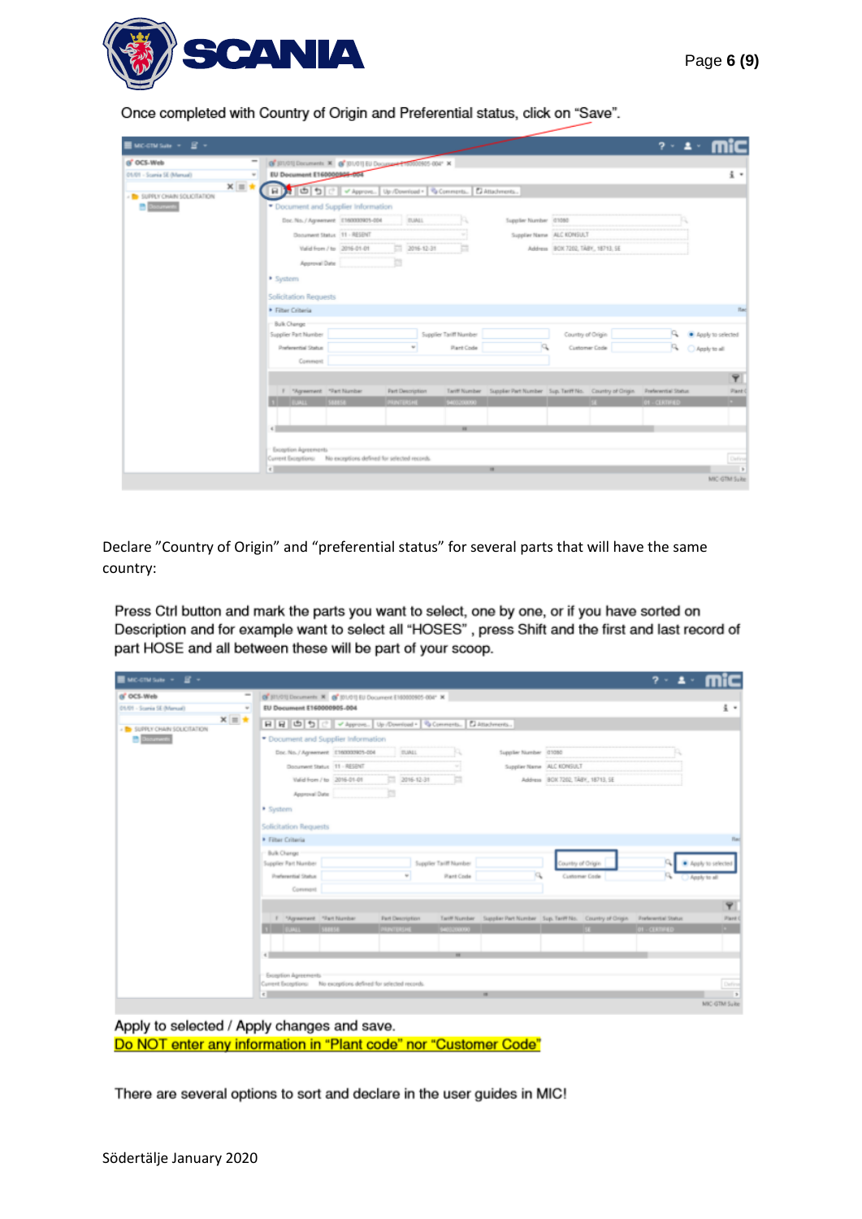Once completed with Country of Origin and Preferential status, click on "Save".

Declare "Country of Origin" and "preferential status" for several parts that will have the same country:

Press Ctrl button and mark the parts you want to select, one by one, or if you have sorted on Description and for example want to select all "HOSES", press Shift and the first and last record of part HOSE and all between these will be part of your scoop.

Apply to selected / Apply changes and save.

Do NOT enter any information in "Plant code" nor "Customer Code"

There are several options to sort and declare in the user guides in MIC!

Södertälje January 2020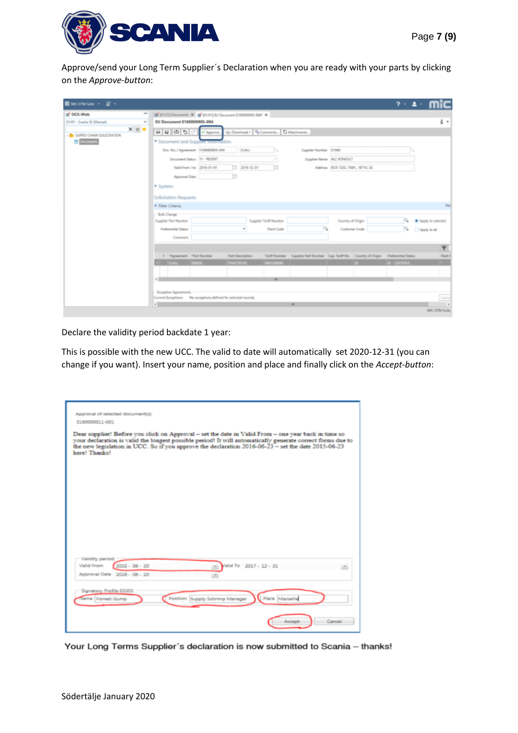Approve/send your Long Term Supplier´s Declaration when you are ready with your parts by clicking on the *Approve-button*:

Declare the validity period backdate 1 year:

This is possible with the new UCC. The valid to date will automatically set 2020-12-31 (you can change if you want). Insert your name, position and place and finally click on the *Accept-button*:

Your Long Terms Supplier´s declaration is now submitted to Scania – thanks!

Södertälje January 2020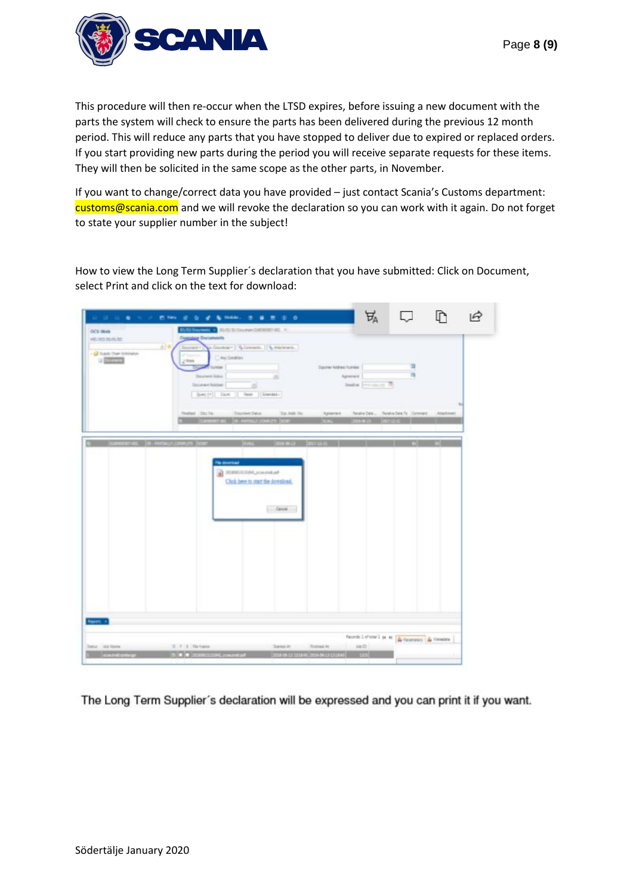This procedure will then re-occur when the LTSD expires, before issuing a new document with the parts the system will check to ensure the parts has been delivered during the previous 12 month period. This will reduce any parts that you have stopped to deliver due to expired or replaced orders. If you start providing new parts during the period you will receive separate requests for these items. They will then be solicited in the same scope as the other parts, in November.

If you want to change/correct data you have provided – just contact Scania's Customs department: customs@scania.com and we will revoke the declaration so you can work with it again. Do not forget to state your supplier number in the subject!

How to view the Long Term Supplier´s declaration that you have submitted: Click on Document, select Print and click on the text for download:

The Long Term Supplier´s declaration will be expressed and you can print it if you want.

Södertälje January 2020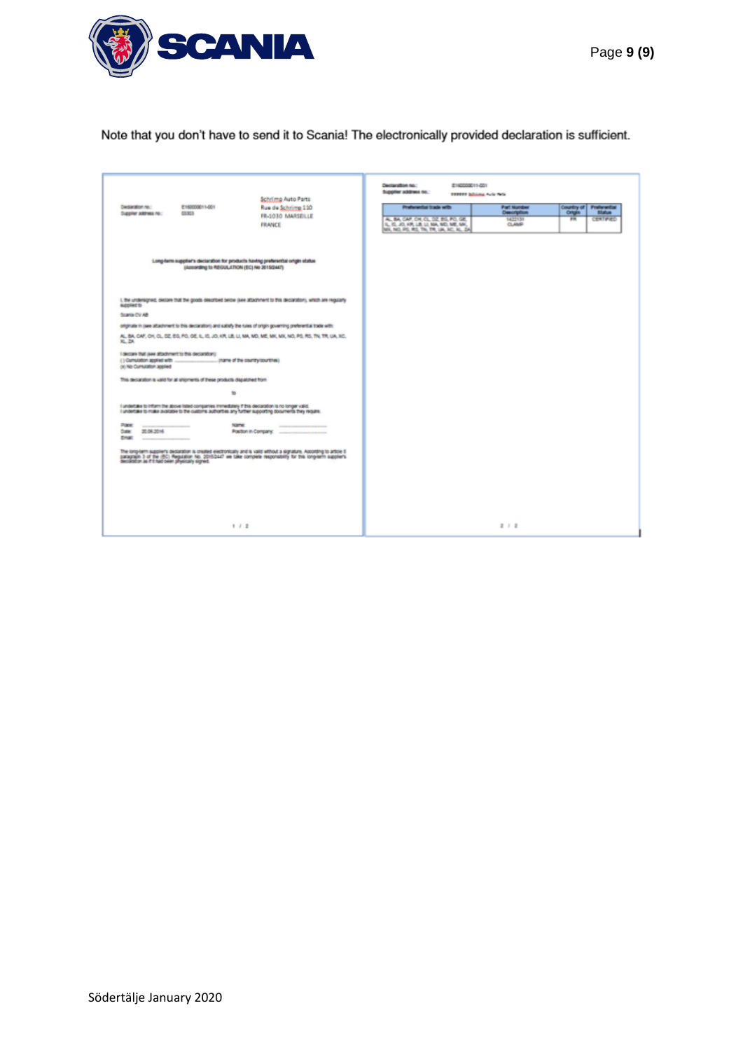Note that you don't have to send it to Scania! The electronically provided declaration is sufficient.

Declaration no.: E16000001-001
Supplier address no.: 00303

Schrimp Auto Parts
Rue de Schrimp 110
FR-1030 MARSEILLE
FRANCE

**Long-term supplier's declaration for products having preferential origin status**
**(According to REGULATION (EC) No 2015/2447)**

I, the undersigned, declare that the goods described below (see attachment to this declaration), which are regularly supplied to

Scania CV AB

originate in (see attachment to this declaration) and satisfy the rules of origin governing preferential trade with:

AL, BA, CAF, CH, CL, DZ, EG, FO, GE, IL, IS, JO, KR, LB, LI, MA, MD, ME, MK, MX, NO, PS, RS, TN, TR, UA, XC, XL, ZA

I declare that (see attachment to this declaration)
( ) Cumulation applied with .................... (name of the country/countries)
(x) No Cumulation applied

This declaration is valid for all shipments of these products dispatched from

to

I undertake to inform the above listed companies immediately if this declaration is no longer valid.
I undertake to make available to the customs authorities any further supporting documents they require.

Place: ....................
Date: 20.04.2016
Email: ....................

Name: ....................
Position in Company: ....................

The long-term supplier's declaration is created electronically and is valid without a signature. According to article 8 paragraph 3 of the (EC) Regulation No. 2015/2447 we take complete responsibility for this long-term supplier's declaration as if it had been physically signed.

1 / 2

Declaration no.: E16000001-001
Supplier address no.: 00303 Schrimp Auto Parts

| Preferential trade with | Part Number Description | Country of Origin | Preferential Status |
|---|---|---|---|
| AL, BA, CAF, CH, CL, DZ, EG, FO, GE, IL, IS, JO, KR, LB, LI, MA, MD, ME, MK, MX, NO, PS, RS, TN, TR, UA, XC, XL, ZA | 1422131 CLAMP | FR | CERTIFIED |

2 / 2

Södertälje January 2020